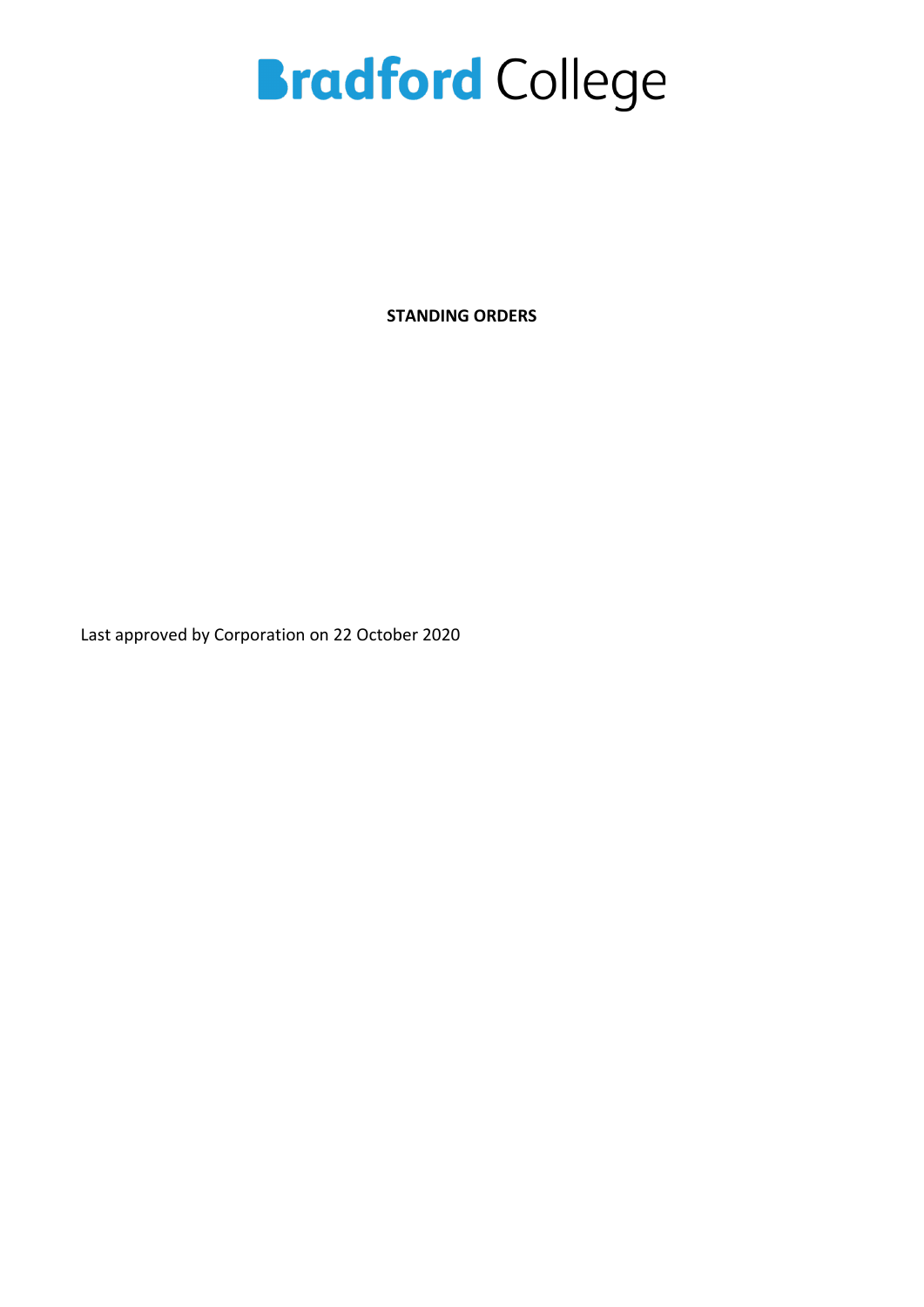# Bradford College

**STANDING ORDERS**

Last approved by Corporation on 22 October 2020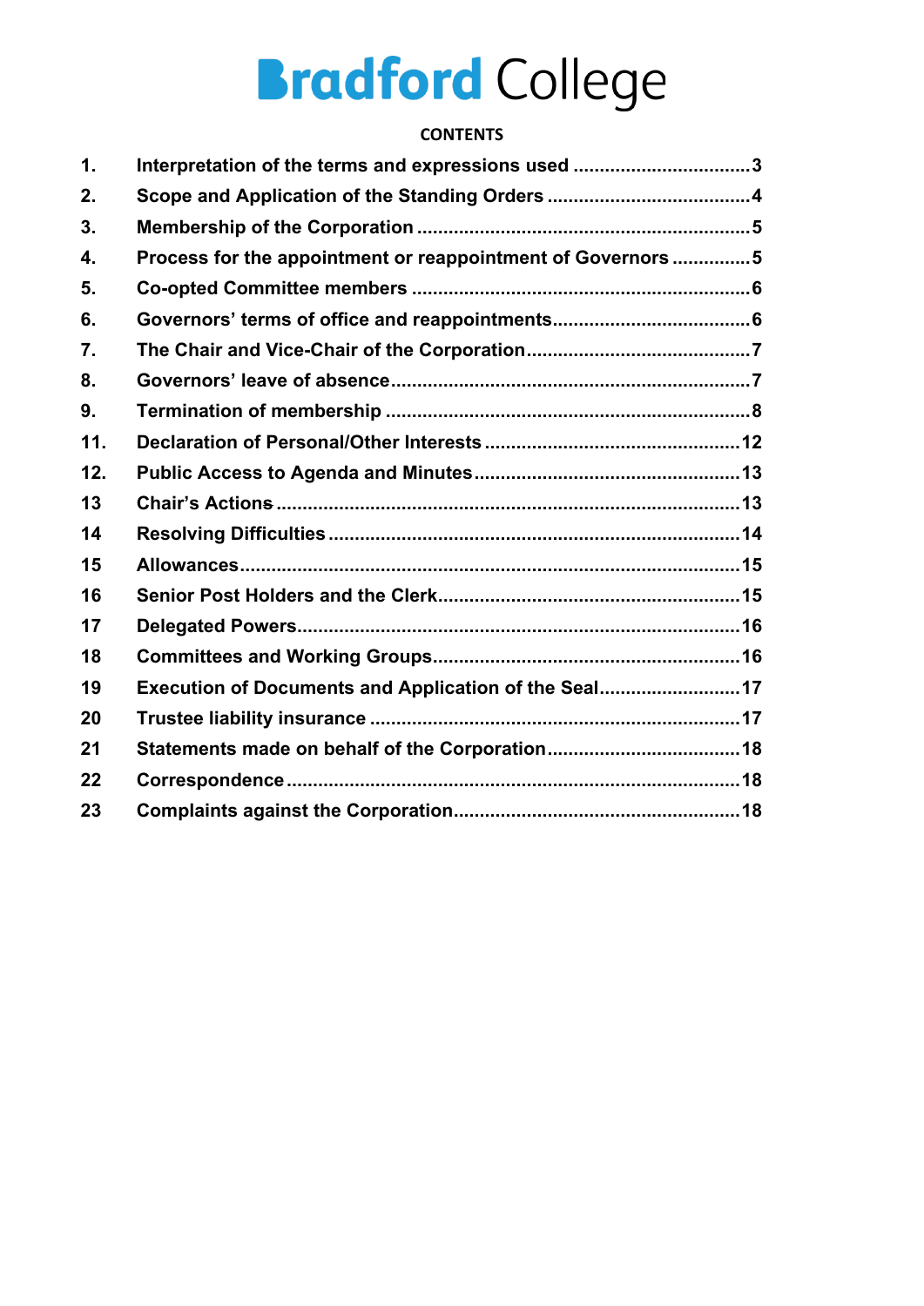Bradford College

**CONTENTS**

| | | |
|---|---|---|
| **1.** | **Interpretation of the terms and expressions used** | **3** |
| **2.** | **Scope and Application of the Standing Orders** | **4** |
| **3.** | **Membership of the Corporation** | **5** |
| **4.** | **Process for the appointment or reappointment of Governors** | **5** |
| **5.** | **Co-opted Committee members** | **6** |
| **6.** | **Governors' terms of office and reappointments** | **6** |
| **7.** | **The Chair and Vice-Chair of the Corporation** | **7** |
| **8.** | **Governors' leave of absence** | **7** |
| **9.** | **Termination of membership** | **8** |
| **11.** | **Declaration of Personal/Other Interests** | **12** |
| **12.** | **Public Access to Agenda and Minutes** | **13** |
| **13** | **Chair's Actions** | **13** |
| **14** | **Resolving Difficulties** | **14** |
| **15** | **Allowances** | **15** |
| **16** | **Senior Post Holders and the Clerk** | **15** |
| **17** | **Delegated Powers** | **16** |
| **18** | **Committees and Working Groups** | **16** |
| **19** | **Execution of Documents and Application of the Seal** | **17** |
| **20** | **Trustee liability insurance** | **17** |
| **21** | **Statements made on behalf of the Corporation** | **18** |
| **22** | **Correspondence** | **18** |
| **23** | **Complaints against the Corporation** | **18** |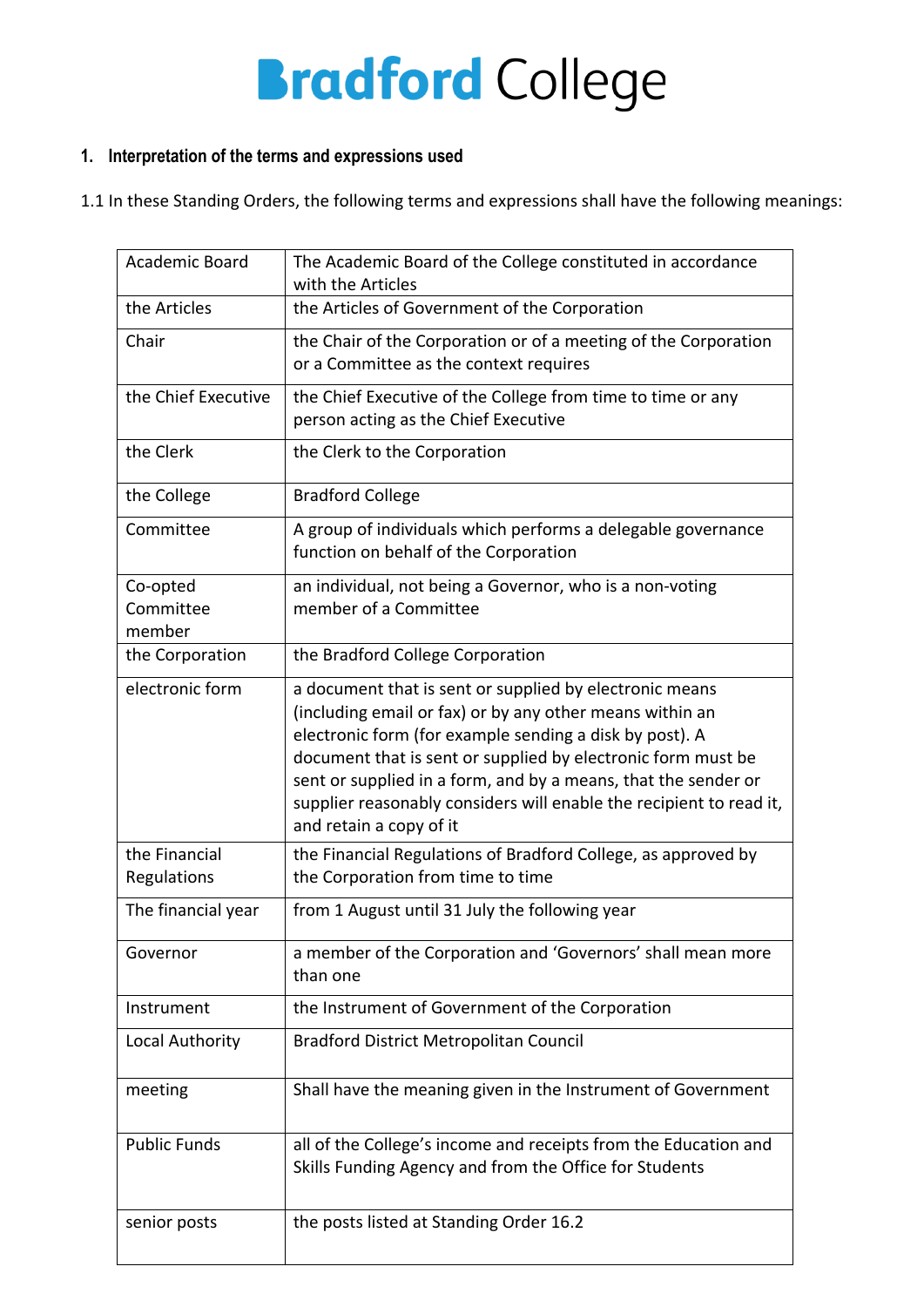# Bradford College

## 1. Interpretation of the terms and expressions used

1.1 In these Standing Orders, the following terms and expressions shall have the following meanings:

| Term | Meaning |
|---|---|
| Academic Board | The Academic Board of the College constituted in accordance with the Articles |
| the Articles | the Articles of Government of the Corporation |
| Chair | the Chair of the Corporation or of a meeting of the Corporation or a Committee as the context requires |
| the Chief Executive | the Chief Executive of the College from time to time or any person acting as the Chief Executive |
| the Clerk | the Clerk to the Corporation |
| the College | Bradford College |
| Committee | A group of individuals which performs a delegable governance function on behalf of the Corporation |
| Co-opted Committee member | an individual, not being a Governor, who is a non-voting member of a Committee |
| the Corporation | the Bradford College Corporation |
| electronic form | a document that is sent or supplied by electronic means (including email or fax) or by any other means within an electronic form (for example sending a disk by post). A document that is sent or supplied by electronic form must be sent or supplied in a form, and by a means, that the sender or supplier reasonably considers will enable the recipient to read it, and retain a copy of it |
| the Financial Regulations | the Financial Regulations of Bradford College, as approved by the Corporation from time to time |
| The financial year | from 1 August until 31 July the following year |
| Governor | a member of the Corporation and 'Governors' shall mean more than one |
| Instrument | the Instrument of Government of the Corporation |
| Local Authority | Bradford District Metropolitan Council |
| meeting | Shall have the meaning given in the Instrument of Government |
| Public Funds | all of the College's income and receipts from the Education and Skills Funding Agency and from the Office for Students |
| senior posts | the posts listed at Standing Order 16.2 |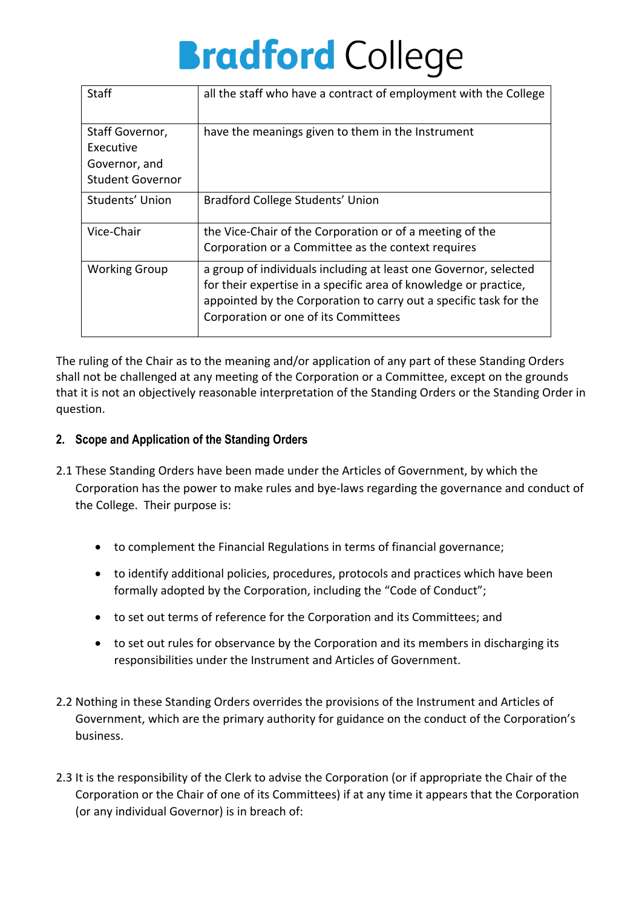| Staff | all the staff who have a contract of employment with the College |
|---|---|
| Staff Governor, Executive Governor, and Student Governor | have the meanings given to them in the Instrument |
| Students' Union | Bradford College Students' Union |
| Vice-Chair | the Vice-Chair of the Corporation or of a meeting of the Corporation or a Committee as the context requires |
| Working Group | a group of individuals including at least one Governor, selected for their expertise in a specific area of knowledge or practice, appointed by the Corporation to carry out a specific task for the Corporation or one of its Committees |

The ruling of the Chair as to the meaning and/or application of any part of these Standing Orders shall not be challenged at any meeting of the Corporation or a Committee, except on the grounds that it is not an objectively reasonable interpretation of the Standing Orders or the Standing Order in question.

## 2. Scope and Application of the Standing Orders

2.1 These Standing Orders have been made under the Articles of Government, by which the Corporation has the power to make rules and bye-laws regarding the governance and conduct of the College. Their purpose is:

- to complement the Financial Regulations in terms of financial governance;
- to identify additional policies, procedures, protocols and practices which have been formally adopted by the Corporation, including the "Code of Conduct";
- to set out terms of reference for the Corporation and its Committees; and
- to set out rules for observance by the Corporation and its members in discharging its responsibilities under the Instrument and Articles of Government.

2.2 Nothing in these Standing Orders overrides the provisions of the Instrument and Articles of Government, which are the primary authority for guidance on the conduct of the Corporation's business.

2.3 It is the responsibility of the Clerk to advise the Corporation (or if appropriate the Chair of the Corporation or the Chair of one of its Committees) if at any time it appears that the Corporation (or any individual Governor) is in breach of: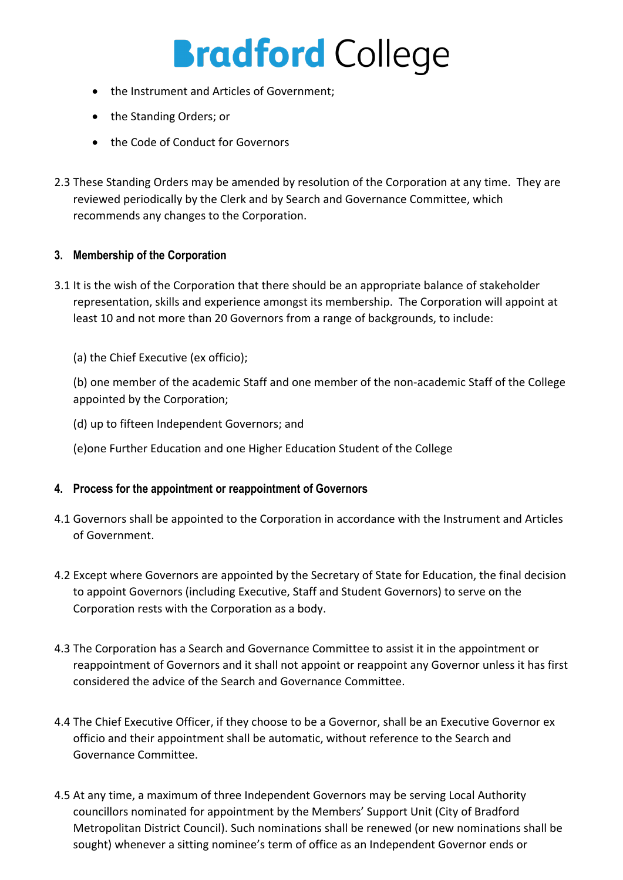- the Instrument and Articles of Government;
- the Standing Orders; or
- the Code of Conduct for Governors

2.3 These Standing Orders may be amended by resolution of the Corporation at any time. They are reviewed periodically by the Clerk and by Search and Governance Committee, which recommends any changes to the Corporation.

### 3. Membership of the Corporation

3.1 It is the wish of the Corporation that there should be an appropriate balance of stakeholder representation, skills and experience amongst its membership. The Corporation will appoint at least 10 and not more than 20 Governors from a range of backgrounds, to include:

(a) the Chief Executive (ex officio);

(b) one member of the academic Staff and one member of the non-academic Staff of the College appointed by the Corporation;

(d) up to fifteen Independent Governors; and

(e)one Further Education and one Higher Education Student of the College

### 4. Process for the appointment or reappointment of Governors

4.1 Governors shall be appointed to the Corporation in accordance with the Instrument and Articles of Government.

4.2 Except where Governors are appointed by the Secretary of State for Education, the final decision to appoint Governors (including Executive, Staff and Student Governors) to serve on the Corporation rests with the Corporation as a body.

4.3 The Corporation has a Search and Governance Committee to assist it in the appointment or reappointment of Governors and it shall not appoint or reappoint any Governor unless it has first considered the advice of the Search and Governance Committee.

4.4 The Chief Executive Officer, if they choose to be a Governor, shall be an Executive Governor ex officio and their appointment shall be automatic, without reference to the Search and Governance Committee.

4.5 At any time, a maximum of three Independent Governors may be serving Local Authority councillors nominated for appointment by the Members' Support Unit (City of Bradford Metropolitan District Council). Such nominations shall be renewed (or new nominations shall be sought) whenever a sitting nominee's term of office as an Independent Governor ends or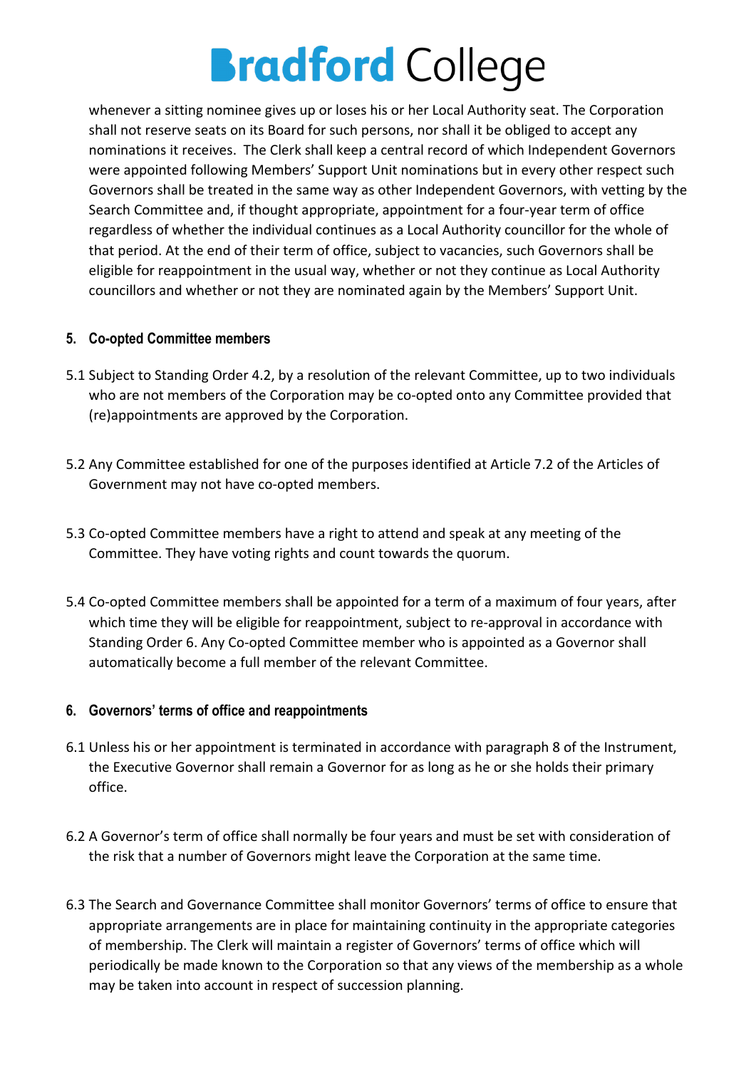whenever a sitting nominee gives up or loses his or her Local Authority seat. The Corporation shall not reserve seats on its Board for such persons, nor shall it be obliged to accept any nominations it receives. The Clerk shall keep a central record of which Independent Governors were appointed following Members' Support Unit nominations but in every other respect such Governors shall be treated in the same way as other Independent Governors, with vetting by the Search Committee and, if thought appropriate, appointment for a four-year term of office regardless of whether the individual continues as a Local Authority councillor for the whole of that period. At the end of their term of office, subject to vacancies, such Governors shall be eligible for reappointment in the usual way, whether or not they continue as Local Authority councillors and whether or not they are nominated again by the Members' Support Unit.

## 5. Co-opted Committee members

5.1 Subject to Standing Order 4.2, by a resolution of the relevant Committee, up to two individuals who are not members of the Corporation may be co-opted onto any Committee provided that (re)appointments are approved by the Corporation.

5.2 Any Committee established for one of the purposes identified at Article 7.2 of the Articles of Government may not have co-opted members.

5.3 Co-opted Committee members have a right to attend and speak at any meeting of the Committee. They have voting rights and count towards the quorum.

5.4 Co-opted Committee members shall be appointed for a term of a maximum of four years, after which time they will be eligible for reappointment, subject to re-approval in accordance with Standing Order 6. Any Co-opted Committee member who is appointed as a Governor shall automatically become a full member of the relevant Committee.

## 6. Governors' terms of office and reappointments

6.1 Unless his or her appointment is terminated in accordance with paragraph 8 of the Instrument, the Executive Governor shall remain a Governor for as long as he or she holds their primary office.

6.2 A Governor's term of office shall normally be four years and must be set with consideration of the risk that a number of Governors might leave the Corporation at the same time.

6.3 The Search and Governance Committee shall monitor Governors' terms of office to ensure that appropriate arrangements are in place for maintaining continuity in the appropriate categories of membership. The Clerk will maintain a register of Governors' terms of office which will periodically be made known to the Corporation so that any views of the membership as a whole may be taken into account in respect of succession planning.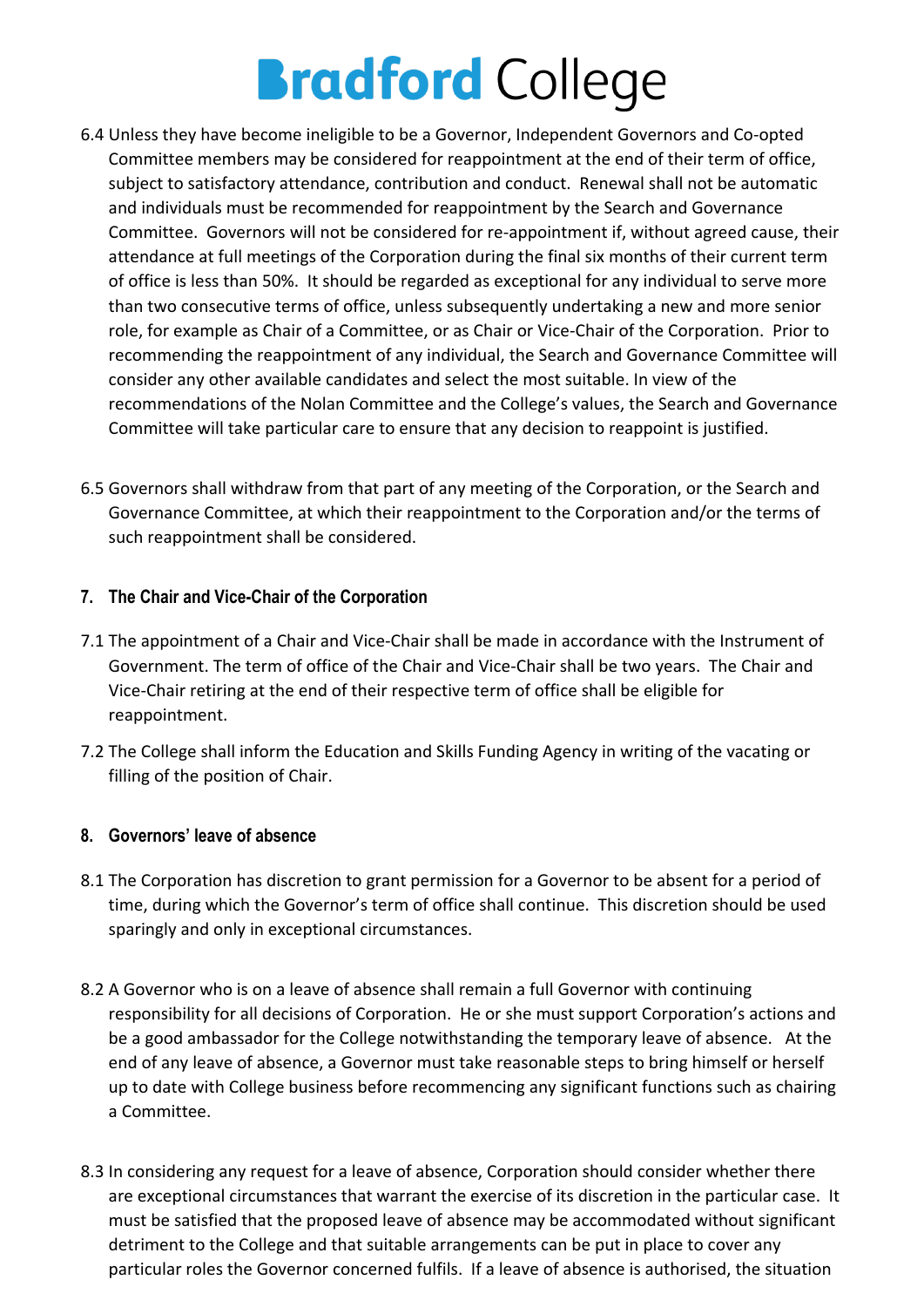6.4 Unless they have become ineligible to be a Governor, Independent Governors and Co-opted Committee members may be considered for reappointment at the end of their term of office, subject to satisfactory attendance, contribution and conduct. Renewal shall not be automatic and individuals must be recommended for reappointment by the Search and Governance Committee. Governors will not be considered for re-appointment if, without agreed cause, their attendance at full meetings of the Corporation during the final six months of their current term of office is less than 50%. It should be regarded as exceptional for any individual to serve more than two consecutive terms of office, unless subsequently undertaking a new and more senior role, for example as Chair of a Committee, or as Chair or Vice-Chair of the Corporation. Prior to recommending the reappointment of any individual, the Search and Governance Committee will consider any other available candidates and select the most suitable. In view of the recommendations of the Nolan Committee and the College's values, the Search and Governance Committee will take particular care to ensure that any decision to reappoint is justified.

6.5 Governors shall withdraw from that part of any meeting of the Corporation, or the Search and Governance Committee, at which their reappointment to the Corporation and/or the terms of such reappointment shall be considered.

## 7. The Chair and Vice-Chair of the Corporation

7.1 The appointment of a Chair and Vice-Chair shall be made in accordance with the Instrument of Government. The term of office of the Chair and Vice-Chair shall be two years. The Chair and Vice-Chair retiring at the end of their respective term of office shall be eligible for reappointment.

7.2 The College shall inform the Education and Skills Funding Agency in writing of the vacating or filling of the position of Chair.

## 8. Governors' leave of absence

8.1 The Corporation has discretion to grant permission for a Governor to be absent for a period of time, during which the Governor's term of office shall continue. This discretion should be used sparingly and only in exceptional circumstances.

8.2 A Governor who is on a leave of absence shall remain a full Governor with continuing responsibility for all decisions of Corporation. He or she must support Corporation's actions and be a good ambassador for the College notwithstanding the temporary leave of absence. At the end of any leave of absence, a Governor must take reasonable steps to bring himself or herself up to date with College business before recommencing any significant functions such as chairing a Committee.

8.3 In considering any request for a leave of absence, Corporation should consider whether there are exceptional circumstances that warrant the exercise of its discretion in the particular case. It must be satisfied that the proposed leave of absence may be accommodated without significant detriment to the College and that suitable arrangements can be put in place to cover any particular roles the Governor concerned fulfils. If a leave of absence is authorised, the situation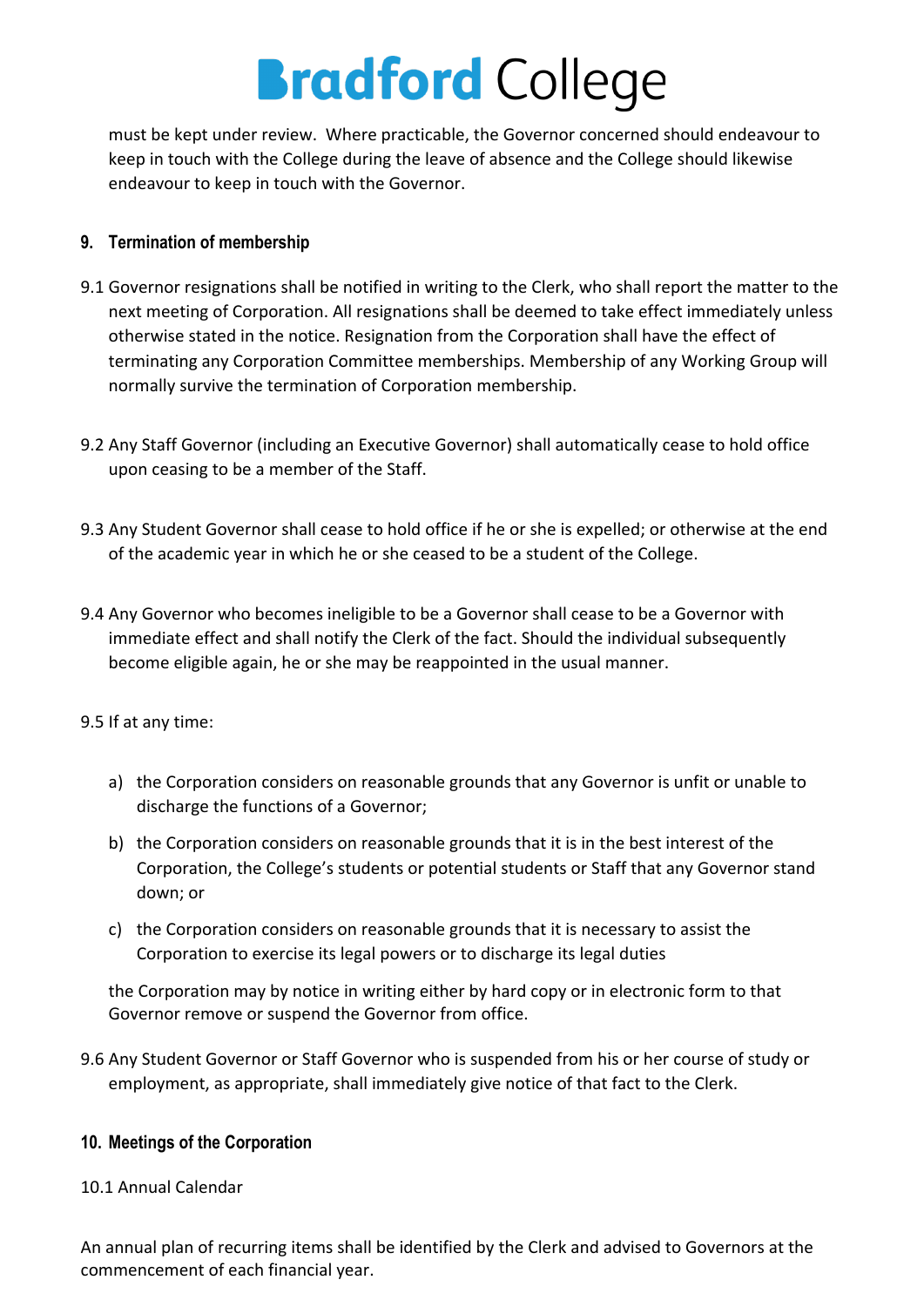must be kept under review. Where practicable, the Governor concerned should endeavour to keep in touch with the College during the leave of absence and the College should likewise endeavour to keep in touch with the Governor.

## 9. Termination of membership

9.1 Governor resignations shall be notified in writing to the Clerk, who shall report the matter to the next meeting of Corporation. All resignations shall be deemed to take effect immediately unless otherwise stated in the notice. Resignation from the Corporation shall have the effect of terminating any Corporation Committee memberships. Membership of any Working Group will normally survive the termination of Corporation membership.

9.2 Any Staff Governor (including an Executive Governor) shall automatically cease to hold office upon ceasing to be a member of the Staff.

9.3 Any Student Governor shall cease to hold office if he or she is expelled; or otherwise at the end of the academic year in which he or she ceased to be a student of the College.

9.4 Any Governor who becomes ineligible to be a Governor shall cease to be a Governor with immediate effect and shall notify the Clerk of the fact. Should the individual subsequently become eligible again, he or she may be reappointed in the usual manner.

9.5 If at any time:

a) the Corporation considers on reasonable grounds that any Governor is unfit or unable to discharge the functions of a Governor;

b) the Corporation considers on reasonable grounds that it is in the best interest of the Corporation, the College's students or potential students or Staff that any Governor stand down; or

c) the Corporation considers on reasonable grounds that it is necessary to assist the Corporation to exercise its legal powers or to discharge its legal duties

the Corporation may by notice in writing either by hard copy or in electronic form to that Governor remove or suspend the Governor from office.

9.6 Any Student Governor or Staff Governor who is suspended from his or her course of study or employment, as appropriate, shall immediately give notice of that fact to the Clerk.

## 10. Meetings of the Corporation

10.1 Annual Calendar

An annual plan of recurring items shall be identified by the Clerk and advised to Governors at the commencement of each financial year.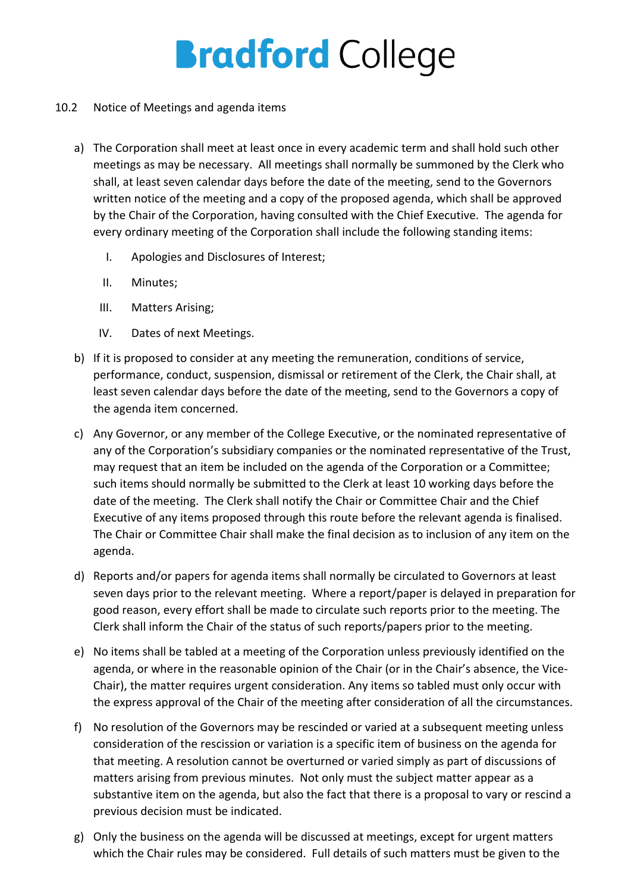### 10.2 Notice of Meetings and agenda items

a) The Corporation shall meet at least once in every academic term and shall hold such other meetings as may be necessary. All meetings shall normally be summoned by the Clerk who shall, at least seven calendar days before the date of the meeting, send to the Governors written notice of the meeting and a copy of the proposed agenda, which shall be approved by the Chair of the Corporation, having consulted with the Chief Executive. The agenda for every ordinary meeting of the Corporation shall include the following standing items:

   I. Apologies and Disclosures of Interest;

   II. Minutes;

   III. Matters Arising;

   IV. Dates of next Meetings.

b) If it is proposed to consider at any meeting the remuneration, conditions of service, performance, conduct, suspension, dismissal or retirement of the Clerk, the Chair shall, at least seven calendar days before the date of the meeting, send to the Governors a copy of the agenda item concerned.

c) Any Governor, or any member of the College Executive, or the nominated representative of any of the Corporation's subsidiary companies or the nominated representative of the Trust, may request that an item be included on the agenda of the Corporation or a Committee; such items should normally be submitted to the Clerk at least 10 working days before the date of the meeting. The Clerk shall notify the Chair or Committee Chair and the Chief Executive of any items proposed through this route before the relevant agenda is finalised. The Chair or Committee Chair shall make the final decision as to inclusion of any item on the agenda.

d) Reports and/or papers for agenda items shall normally be circulated to Governors at least seven days prior to the relevant meeting. Where a report/paper is delayed in preparation for good reason, every effort shall be made to circulate such reports prior to the meeting. The Clerk shall inform the Chair of the status of such reports/papers prior to the meeting.

e) No items shall be tabled at a meeting of the Corporation unless previously identified on the agenda, or where in the reasonable opinion of the Chair (or in the Chair's absence, the Vice-Chair), the matter requires urgent consideration. Any items so tabled must only occur with the express approval of the Chair of the meeting after consideration of all the circumstances.

f) No resolution of the Governors may be rescinded or varied at a subsequent meeting unless consideration of the rescission or variation is a specific item of business on the agenda for that meeting. A resolution cannot be overturned or varied simply as part of discussions of matters arising from previous minutes. Not only must the subject matter appear as a substantive item on the agenda, but also the fact that there is a proposal to vary or rescind a previous decision must be indicated.

g) Only the business on the agenda will be discussed at meetings, except for urgent matters which the Chair rules may be considered. Full details of such matters must be given to the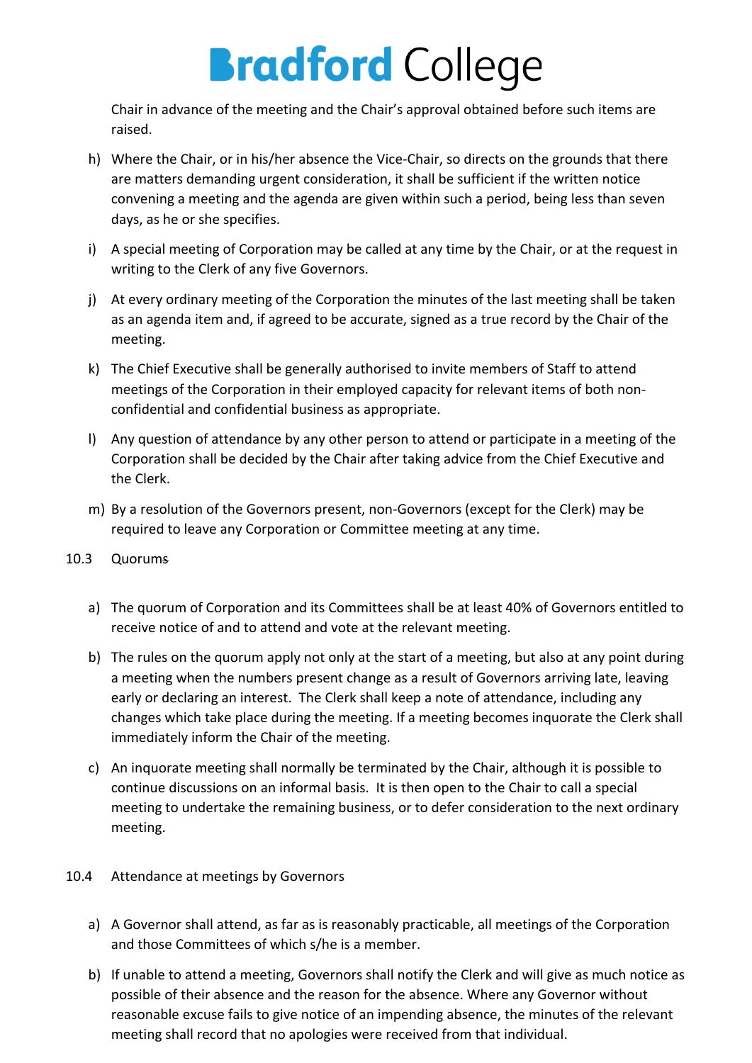Chair in advance of the meeting and the Chair's approval obtained before such items are raised.

h) Where the Chair, or in his/her absence the Vice-Chair, so directs on the grounds that there are matters demanding urgent consideration, it shall be sufficient if the written notice convening a meeting and the agenda are given within such a period, being less than seven days, as he or she specifies.

i) A special meeting of Corporation may be called at any time by the Chair, or at the request in writing to the Clerk of any five Governors.

j) At every ordinary meeting of the Corporation the minutes of the last meeting shall be taken as an agenda item and, if agreed to be accurate, signed as a true record by the Chair of the meeting.

k) The Chief Executive shall be generally authorised to invite members of Staff to attend meetings of the Corporation in their employed capacity for relevant items of both non-confidential and confidential business as appropriate.

l) Any question of attendance by any other person to attend or participate in a meeting of the Corporation shall be decided by the Chair after taking advice from the Chief Executive and the Clerk.

m) By a resolution of the Governors present, non-Governors (except for the Clerk) may be required to leave any Corporation or Committee meeting at any time.

10.3 Quorums

a) The quorum of Corporation and its Committees shall be at least 40% of Governors entitled to receive notice of and to attend and vote at the relevant meeting.

b) The rules on the quorum apply not only at the start of a meeting, but also at any point during a meeting when the numbers present change as a result of Governors arriving late, leaving early or declaring an interest. The Clerk shall keep a note of attendance, including any changes which take place during the meeting. If a meeting becomes inquorate the Clerk shall immediately inform the Chair of the meeting.

c) An inquorate meeting shall normally be terminated by the Chair, although it is possible to continue discussions on an informal basis. It is then open to the Chair to call a special meeting to undertake the remaining business, or to defer consideration to the next ordinary meeting.

10.4 Attendance at meetings by Governors

a) A Governor shall attend, as far as is reasonably practicable, all meetings of the Corporation and those Committees of which s/he is a member.

b) If unable to attend a meeting, Governors shall notify the Clerk and will give as much notice as possible of their absence and the reason for the absence. Where any Governor without reasonable excuse fails to give notice of an impending absence, the minutes of the relevant meeting shall record that no apologies were received from that individual.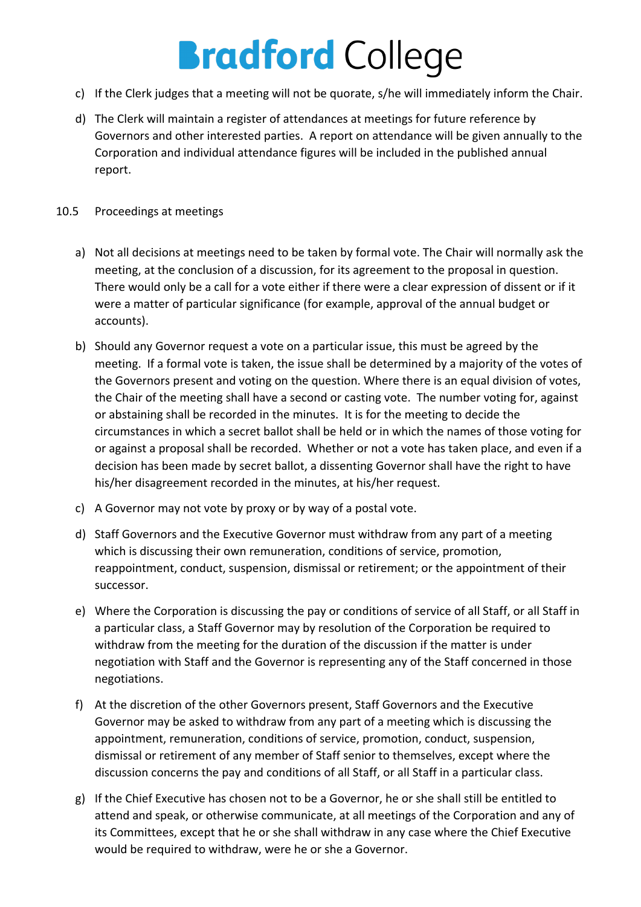c) If the Clerk judges that a meeting will not be quorate, s/he will immediately inform the Chair.

d) The Clerk will maintain a register of attendances at meetings for future reference by Governors and other interested parties. A report on attendance will be given annually to the Corporation and individual attendance figures will be included in the published annual report.

10.5 Proceedings at meetings

a) Not all decisions at meetings need to be taken by formal vote. The Chair will normally ask the meeting, at the conclusion of a discussion, for its agreement to the proposal in question. There would only be a call for a vote either if there were a clear expression of dissent or if it were a matter of particular significance (for example, approval of the annual budget or accounts).

b) Should any Governor request a vote on a particular issue, this must be agreed by the meeting. If a formal vote is taken, the issue shall be determined by a majority of the votes of the Governors present and voting on the question. Where there is an equal division of votes, the Chair of the meeting shall have a second or casting vote. The number voting for, against or abstaining shall be recorded in the minutes. It is for the meeting to decide the circumstances in which a secret ballot shall be held or in which the names of those voting for or against a proposal shall be recorded. Whether or not a vote has taken place, and even if a decision has been made by secret ballot, a dissenting Governor shall have the right to have his/her disagreement recorded in the minutes, at his/her request.

c) A Governor may not vote by proxy or by way of a postal vote.

d) Staff Governors and the Executive Governor must withdraw from any part of a meeting which is discussing their own remuneration, conditions of service, promotion, reappointment, conduct, suspension, dismissal or retirement; or the appointment of their successor.

e) Where the Corporation is discussing the pay or conditions of service of all Staff, or all Staff in a particular class, a Staff Governor may by resolution of the Corporation be required to withdraw from the meeting for the duration of the discussion if the matter is under negotiation with Staff and the Governor is representing any of the Staff concerned in those negotiations.

f) At the discretion of the other Governors present, Staff Governors and the Executive Governor may be asked to withdraw from any part of a meeting which is discussing the appointment, remuneration, conditions of service, promotion, conduct, suspension, dismissal or retirement of any member of Staff senior to themselves, except where the discussion concerns the pay and conditions of all Staff, or all Staff in a particular class.

g) If the Chief Executive has chosen not to be a Governor, he or she shall still be entitled to attend and speak, or otherwise communicate, at all meetings of the Corporation and any of its Committees, except that he or she shall withdraw in any case where the Chief Executive would be required to withdraw, were he or she a Governor.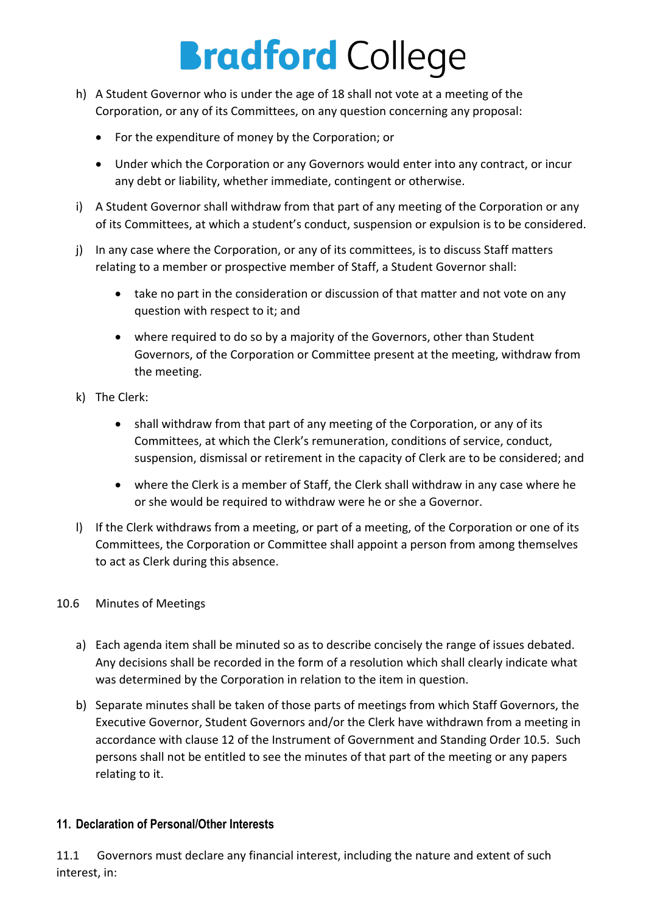h) A Student Governor who is under the age of 18 shall not vote at a meeting of the Corporation, or any of its Committees, on any question concerning any proposal:

- For the expenditure of money by the Corporation; or
- Under which the Corporation or any Governors would enter into any contract, or incur any debt or liability, whether immediate, contingent or otherwise.

i) A Student Governor shall withdraw from that part of any meeting of the Corporation or any of its Committees, at which a student's conduct, suspension or expulsion is to be considered.

j) In any case where the Corporation, or any of its committees, is to discuss Staff matters relating to a member or prospective member of Staff, a Student Governor shall:

- take no part in the consideration or discussion of that matter and not vote on any question with respect to it; and
- where required to do so by a majority of the Governors, other than Student Governors, of the Corporation or Committee present at the meeting, withdraw from the meeting.

k) The Clerk:

- shall withdraw from that part of any meeting of the Corporation, or any of its Committees, at which the Clerk's remuneration, conditions of service, conduct, suspension, dismissal or retirement in the capacity of Clerk are to be considered; and
- where the Clerk is a member of Staff, the Clerk shall withdraw in any case where he or she would be required to withdraw were he or she a Governor.

l) If the Clerk withdraws from a meeting, or part of a meeting, of the Corporation or one of its Committees, the Corporation or Committee shall appoint a person from among themselves to act as Clerk during this absence.

10.6 Minutes of Meetings

a) Each agenda item shall be minuted so as to describe concisely the range of issues debated. Any decisions shall be recorded in the form of a resolution which shall clearly indicate what was determined by the Corporation in relation to the item in question.

b) Separate minutes shall be taken of those parts of meetings from which Staff Governors, the Executive Governor, Student Governors and/or the Clerk have withdrawn from a meeting in accordance with clause 12 of the Instrument of Government and Standing Order 10.5. Such persons shall not be entitled to see the minutes of that part of the meeting or any papers relating to it.

## 11. Declaration of Personal/Other Interests

11.1 Governors must declare any financial interest, including the nature and extent of such interest, in: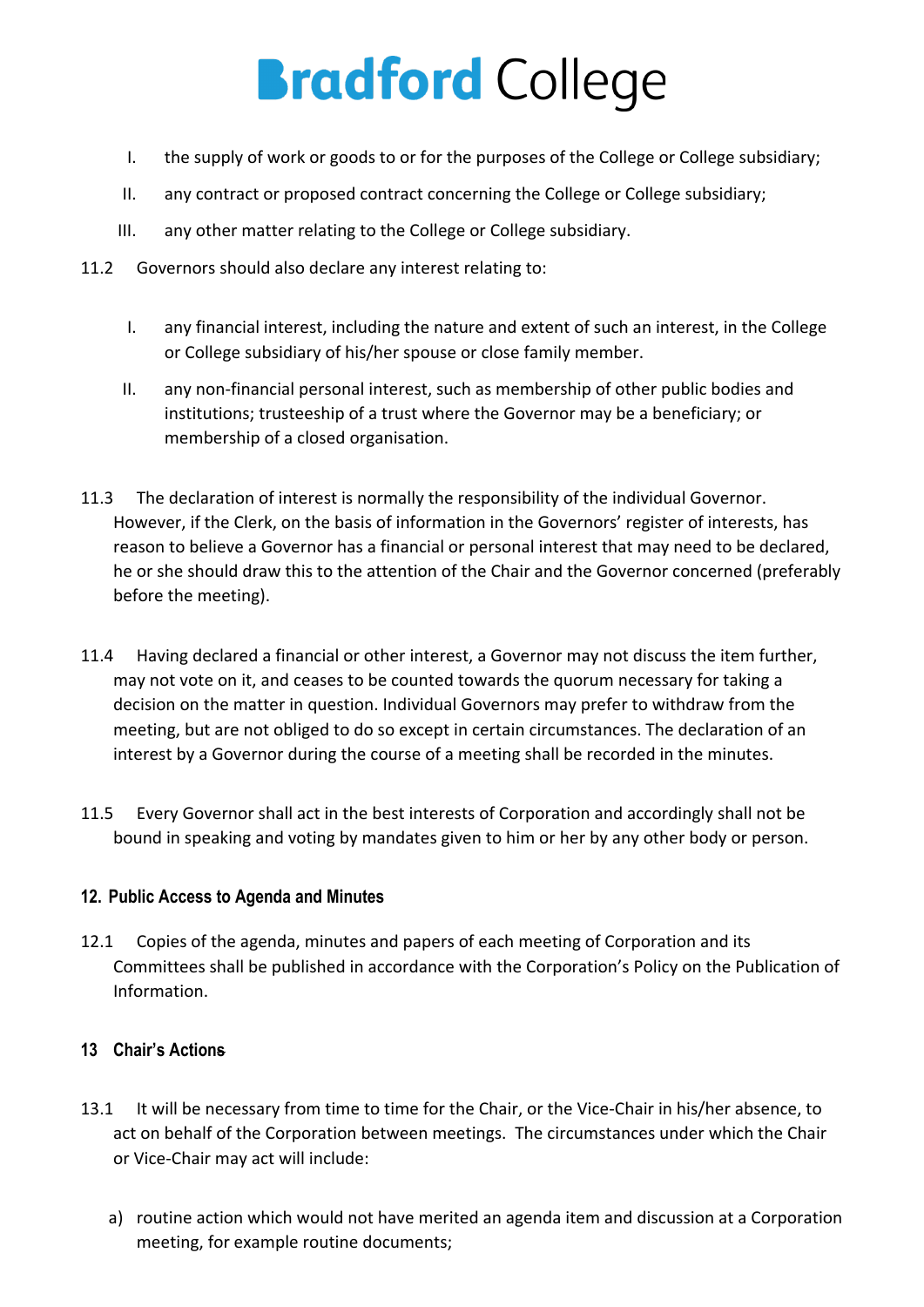I. the supply of work or goods to or for the purposes of the College or College subsidiary;

II. any contract or proposed contract concerning the College or College subsidiary;

III. any other matter relating to the College or College subsidiary.

11.2 Governors should also declare any interest relating to:

I. any financial interest, including the nature and extent of such an interest, in the College or College subsidiary of his/her spouse or close family member.

II. any non-financial personal interest, such as membership of other public bodies and institutions; trusteeship of a trust where the Governor may be a beneficiary; or membership of a closed organisation.

11.3 The declaration of interest is normally the responsibility of the individual Governor. However, if the Clerk, on the basis of information in the Governors' register of interests, has reason to believe a Governor has a financial or personal interest that may need to be declared, he or she should draw this to the attention of the Chair and the Governor concerned (preferably before the meeting).

11.4 Having declared a financial or other interest, a Governor may not discuss the item further, may not vote on it, and ceases to be counted towards the quorum necessary for taking a decision on the matter in question. Individual Governors may prefer to withdraw from the meeting, but are not obliged to do so except in certain circumstances. The declaration of an interest by a Governor during the course of a meeting shall be recorded in the minutes.

11.5 Every Governor shall act in the best interests of Corporation and accordingly shall not be bound in speaking and voting by mandates given to him or her by any other body or person.

## 12. Public Access to Agenda and Minutes

12.1 Copies of the agenda, minutes and papers of each meeting of Corporation and its Committees shall be published in accordance with the Corporation's Policy on the Publication of Information.

## 13 Chair's Actions

13.1 It will be necessary from time to time for the Chair, or the Vice-Chair in his/her absence, to act on behalf of the Corporation between meetings. The circumstances under which the Chair or Vice-Chair may act will include:

a) routine action which would not have merited an agenda item and discussion at a Corporation meeting, for example routine documents;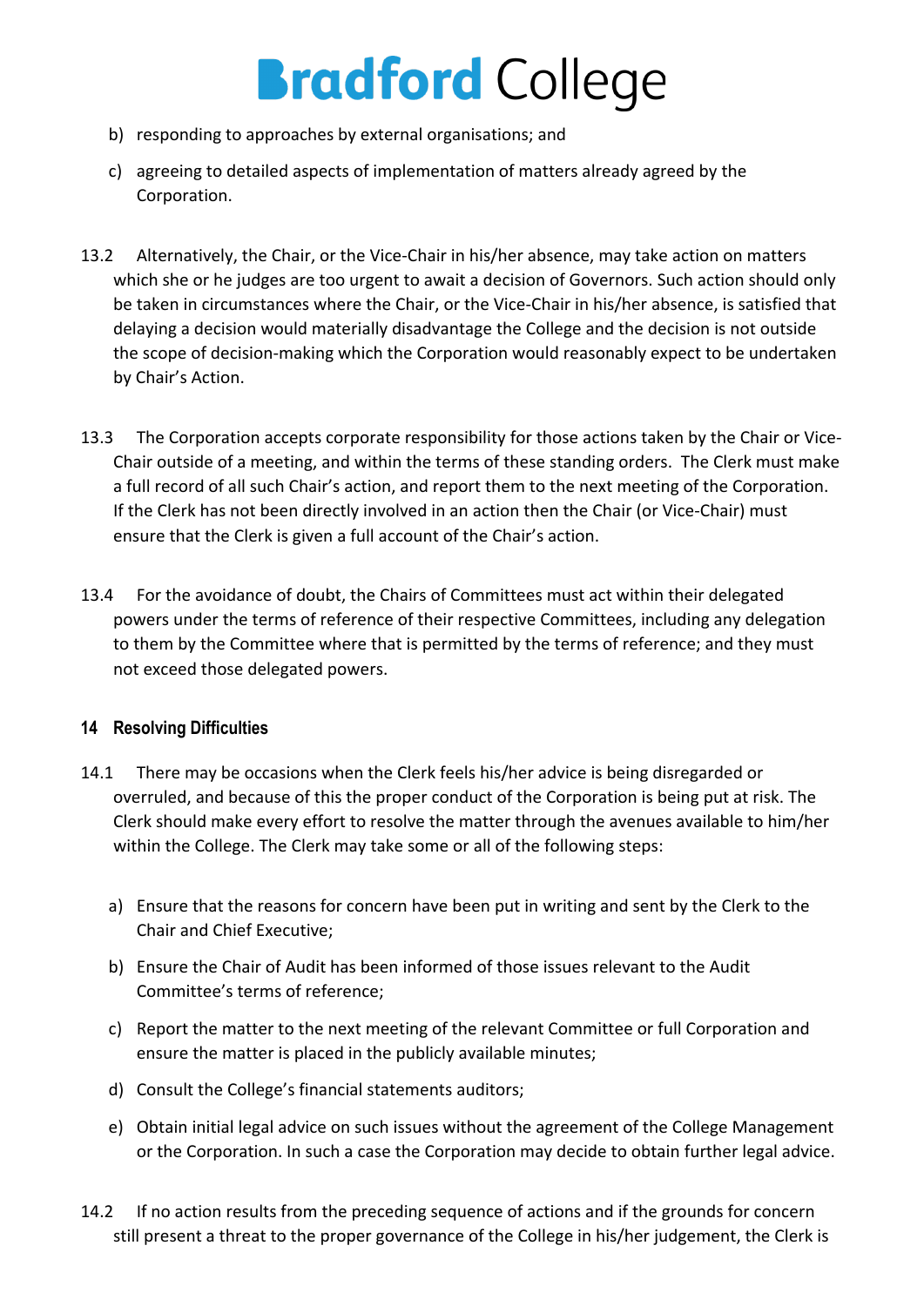b) responding to approaches by external organisations; and

c) agreeing to detailed aspects of implementation of matters already agreed by the Corporation.

13.2 Alternatively, the Chair, or the Vice-Chair in his/her absence, may take action on matters which she or he judges are too urgent to await a decision of Governors. Such action should only be taken in circumstances where the Chair, or the Vice-Chair in his/her absence, is satisfied that delaying a decision would materially disadvantage the College and the decision is not outside the scope of decision-making which the Corporation would reasonably expect to be undertaken by Chair's Action.

13.3 The Corporation accepts corporate responsibility for those actions taken by the Chair or Vice-Chair outside of a meeting, and within the terms of these standing orders. The Clerk must make a full record of all such Chair's action, and report them to the next meeting of the Corporation. If the Clerk has not been directly involved in an action then the Chair (or Vice-Chair) must ensure that the Clerk is given a full account of the Chair's action.

13.4 For the avoidance of doubt, the Chairs of Committees must act within their delegated powers under the terms of reference of their respective Committees, including any delegation to them by the Committee where that is permitted by the terms of reference; and they must not exceed those delegated powers.

## 14 Resolving Difficulties

14.1 There may be occasions when the Clerk feels his/her advice is being disregarded or overruled, and because of this the proper conduct of the Corporation is being put at risk. The Clerk should make every effort to resolve the matter through the avenues available to him/her within the College. The Clerk may take some or all of the following steps:

a) Ensure that the reasons for concern have been put in writing and sent by the Clerk to the Chair and Chief Executive;

b) Ensure the Chair of Audit has been informed of those issues relevant to the Audit Committee's terms of reference;

c) Report the matter to the next meeting of the relevant Committee or full Corporation and ensure the matter is placed in the publicly available minutes;

d) Consult the College's financial statements auditors;

e) Obtain initial legal advice on such issues without the agreement of the College Management or the Corporation. In such a case the Corporation may decide to obtain further legal advice.

14.2 If no action results from the preceding sequence of actions and if the grounds for concern still present a threat to the proper governance of the College in his/her judgement, the Clerk is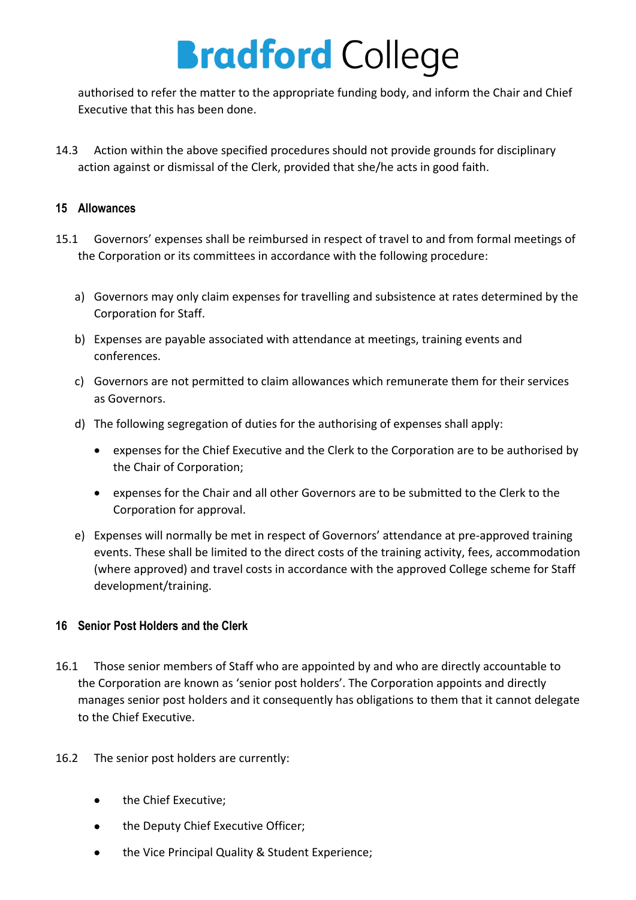authorised to refer the matter to the appropriate funding body, and inform the Chair and Chief Executive that this has been done.

14.3 Action within the above specified procedures should not provide grounds for disciplinary action against or dismissal of the Clerk, provided that she/he acts in good faith.

## 15 Allowances

15.1 Governors' expenses shall be reimbursed in respect of travel to and from formal meetings of the Corporation or its committees in accordance with the following procedure:

a) Governors may only claim expenses for travelling and subsistence at rates determined by the Corporation for Staff.

b) Expenses are payable associated with attendance at meetings, training events and conferences.

c) Governors are not permitted to claim allowances which remunerate them for their services as Governors.

d) The following segregation of duties for the authorising of expenses shall apply:

- expenses for the Chief Executive and the Clerk to the Corporation are to be authorised by the Chair of Corporation;
- expenses for the Chair and all other Governors are to be submitted to the Clerk to the Corporation for approval.

e) Expenses will normally be met in respect of Governors' attendance at pre-approved training events. These shall be limited to the direct costs of the training activity, fees, accommodation (where approved) and travel costs in accordance with the approved College scheme for Staff development/training.

## 16 Senior Post Holders and the Clerk

16.1 Those senior members of Staff who are appointed by and who are directly accountable to the Corporation are known as 'senior post holders'. The Corporation appoints and directly manages senior post holders and it consequently has obligations to them that it cannot delegate to the Chief Executive.

16.2 The senior post holders are currently:

- the Chief Executive;
- the Deputy Chief Executive Officer;
- the Vice Principal Quality & Student Experience;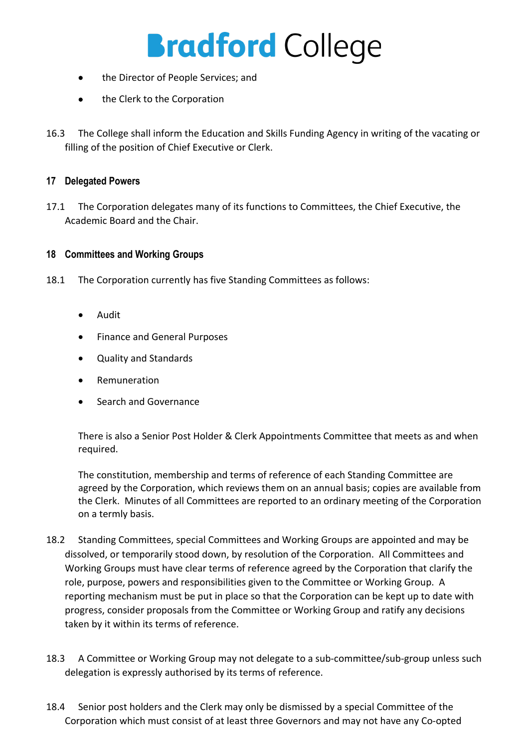- the Director of People Services; and
- the Clerk to the Corporation

16.3 The College shall inform the Education and Skills Funding Agency in writing of the vacating or filling of the position of Chief Executive or Clerk.

## 17 Delegated Powers

17.1 The Corporation delegates many of its functions to Committees, the Chief Executive, the Academic Board and the Chair.

## 18 Committees and Working Groups

18.1 The Corporation currently has five Standing Committees as follows:

- Audit
- Finance and General Purposes
- Quality and Standards
- Remuneration
- Search and Governance

There is also a Senior Post Holder & Clerk Appointments Committee that meets as and when required.

The constitution, membership and terms of reference of each Standing Committee are agreed by the Corporation, which reviews them on an annual basis; copies are available from the Clerk. Minutes of all Committees are reported to an ordinary meeting of the Corporation on a termly basis.

18.2 Standing Committees, special Committees and Working Groups are appointed and may be dissolved, or temporarily stood down, by resolution of the Corporation. All Committees and Working Groups must have clear terms of reference agreed by the Corporation that clarify the role, purpose, powers and responsibilities given to the Committee or Working Group. A reporting mechanism must be put in place so that the Corporation can be kept up to date with progress, consider proposals from the Committee or Working Group and ratify any decisions taken by it within its terms of reference.

18.3 A Committee or Working Group may not delegate to a sub-committee/sub-group unless such delegation is expressly authorised by its terms of reference.

18.4 Senior post holders and the Clerk may only be dismissed by a special Committee of the Corporation which must consist of at least three Governors and may not have any Co-opted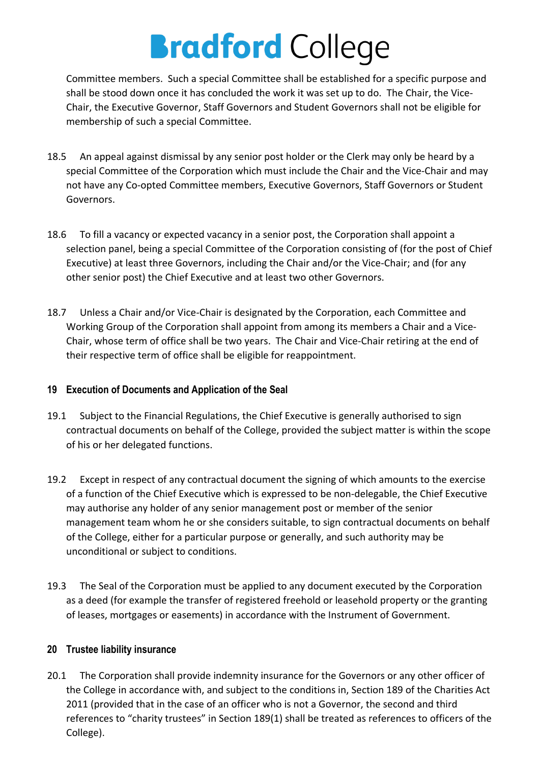Committee members. Such a special Committee shall be established for a specific purpose and shall be stood down once it has concluded the work it was set up to do. The Chair, the Vice-Chair, the Executive Governor, Staff Governors and Student Governors shall not be eligible for membership of such a special Committee.

18.5 An appeal against dismissal by any senior post holder or the Clerk may only be heard by a special Committee of the Corporation which must include the Chair and the Vice-Chair and may not have any Co-opted Committee members, Executive Governors, Staff Governors or Student Governors.

18.6 To fill a vacancy or expected vacancy in a senior post, the Corporation shall appoint a selection panel, being a special Committee of the Corporation consisting of (for the post of Chief Executive) at least three Governors, including the Chair and/or the Vice-Chair; and (for any other senior post) the Chief Executive and at least two other Governors.

18.7 Unless a Chair and/or Vice-Chair is designated by the Corporation, each Committee and Working Group of the Corporation shall appoint from among its members a Chair and a Vice-Chair, whose term of office shall be two years. The Chair and Vice-Chair retiring at the end of their respective term of office shall be eligible for reappointment.

## 19 Execution of Documents and Application of the Seal

19.1 Subject to the Financial Regulations, the Chief Executive is generally authorised to sign contractual documents on behalf of the College, provided the subject matter is within the scope of his or her delegated functions.

19.2 Except in respect of any contractual document the signing of which amounts to the exercise of a function of the Chief Executive which is expressed to be non-delegable, the Chief Executive may authorise any holder of any senior management post or member of the senior management team whom he or she considers suitable, to sign contractual documents on behalf of the College, either for a particular purpose or generally, and such authority may be unconditional or subject to conditions.

19.3 The Seal of the Corporation must be applied to any document executed by the Corporation as a deed (for example the transfer of registered freehold or leasehold property or the granting of leases, mortgages or easements) in accordance with the Instrument of Government.

## 20 Trustee liability insurance

20.1 The Corporation shall provide indemnity insurance for the Governors or any other officer of the College in accordance with, and subject to the conditions in, Section 189 of the Charities Act 2011 (provided that in the case of an officer who is not a Governor, the second and third references to "charity trustees" in Section 189(1) shall be treated as references to officers of the College).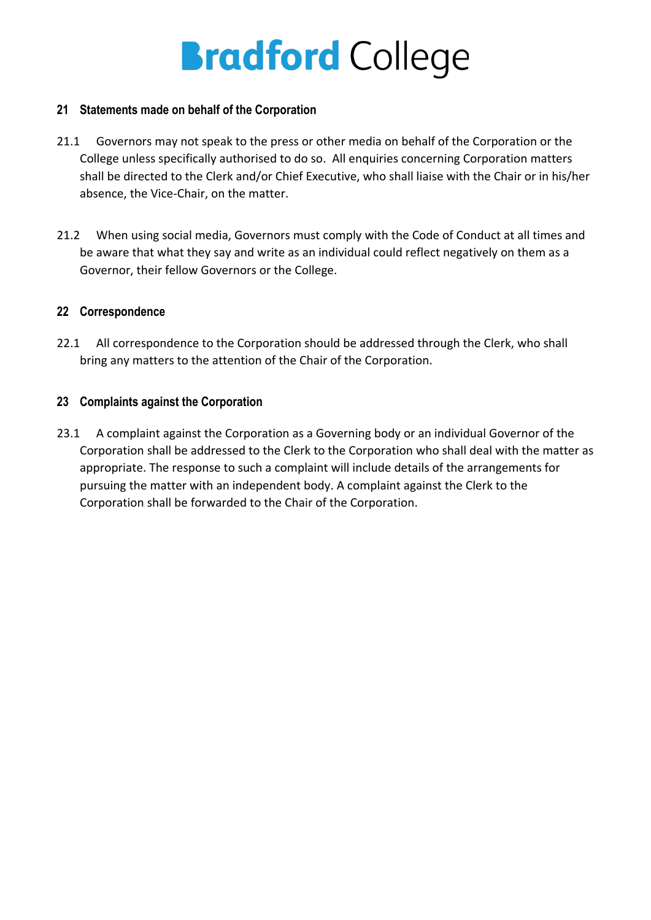## 21 Statements made on behalf of the Corporation

21.1 Governors may not speak to the press or other media on behalf of the Corporation or the College unless specifically authorised to do so. All enquiries concerning Corporation matters shall be directed to the Clerk and/or Chief Executive, who shall liaise with the Chair or in his/her absence, the Vice-Chair, on the matter.

21.2 When using social media, Governors must comply with the Code of Conduct at all times and be aware that what they say and write as an individual could reflect negatively on them as a Governor, their fellow Governors or the College.

## 22 Correspondence

22.1 All correspondence to the Corporation should be addressed through the Clerk, who shall bring any matters to the attention of the Chair of the Corporation.

## 23 Complaints against the Corporation

23.1 A complaint against the Corporation as a Governing body or an individual Governor of the Corporation shall be addressed to the Clerk to the Corporation who shall deal with the matter as appropriate. The response to such a complaint will include details of the arrangements for pursuing the matter with an independent body. A complaint against the Clerk to the Corporation shall be forwarded to the Chair of the Corporation.